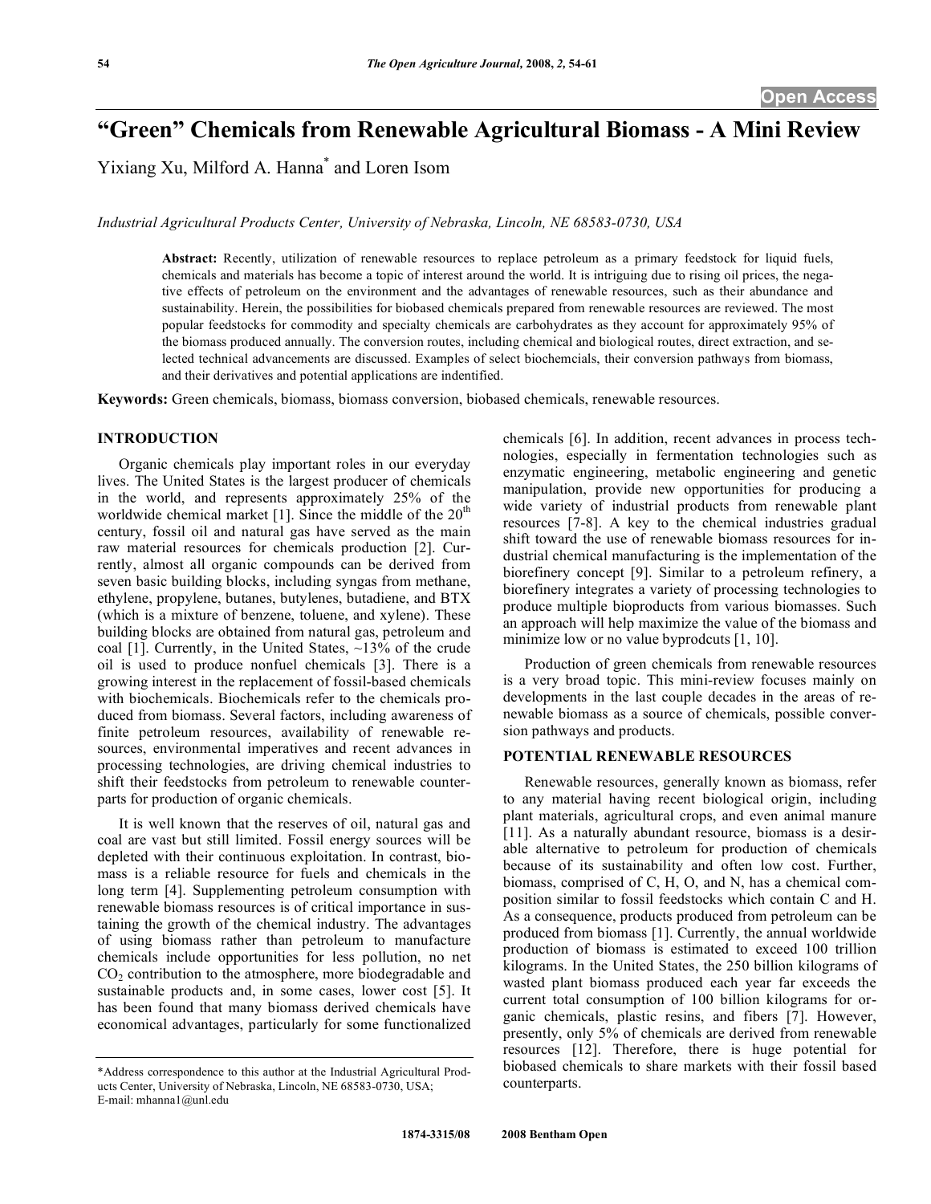# "Green" Chemicals from Renewable Agricultural Biomass - A Mini Review

Yixiang Xu, Milford A. Hanna* and Loren Isom

*Industrial Agricultural Products Center, University of Nebraska, Lincoln, NE 68583-0730, USA*

**Abstract:** Recently, utilization of renewable resources to replace petroleum as a primary feedstock for liquid fuels, chemicals and materials has become a topic of interest around the world. It is intriguing due to rising oil prices, the negative effects of petroleum on the environment and the advantages of renewable resources, such as their abundance and sustainability. Herein, the possibilities for biobased chemicals prepared from renewable resources are reviewed. The most popular feedstocks for commodity and specialty chemicals are carbohydrates as they account for approximately 95% of the biomass produced annually. The conversion routes, including chemical and biological routes, direct extraction, and selected technical advancements are discussed. Examples of select biochemcials, their conversion pathways from biomass, and their derivatives and potential applications are indentified.

**Keywords:** Green chemicals, biomass, biomass conversion, biobased chemicals, renewable resources.

## INTRODUCTION

Organic chemicals play important roles in our everyday lives. The United States is the largest producer of chemicals in the world, and represents approximately 25% of the worldwide chemical market [1]. Since the middle of the 20th century, fossil oil and natural gas have served as the main raw material resources for chemicals production [2]. Currently, almost all organic compounds can be derived from seven basic building blocks, including syngas from methane, ethylene, propylene, butanes, butylenes, butadiene, and BTX (which is a mixture of benzene, toluene, and xylene). These building blocks are obtained from natural gas, petroleum and coal [1]. Currently, in the United States, ~13% of the crude oil is used to produce nonfuel chemicals [3]. There is a growing interest in the replacement of fossil-based chemicals with biochemicals. Biochemicals refer to the chemicals produced from biomass. Several factors, including awareness of finite petroleum resources, availability of renewable resources, environmental imperatives and recent advances in processing technologies, are driving chemical industries to shift their feedstocks from petroleum to renewable counterparts for production of organic chemicals.

It is well known that the reserves of oil, natural gas and coal are vast but still limited. Fossil energy sources will be depleted with their continuous exploitation. In contrast, biomass is a reliable resource for fuels and chemicals in the long term [4]. Supplementing petroleum consumption with renewable biomass resources is of critical importance in sustaining the growth of the chemical industry. The advantages of using biomass rather than petroleum to manufacture chemicals include opportunities for less pollution, no net $CO_2$ contribution to the atmosphere, more biodegradable and sustainable products and, in some cases, lower cost [5]. It has been found that many biomass derived chemicals have economical advantages, particularly for some functionalized chemicals [6]. In addition, recent advances in process technologies, especially in fermentation technologies such as enzymatic engineering, metabolic engineering and genetic manipulation, provide new opportunities for producing a wide variety of industrial products from renewable plant resources [7-8]. A key to the chemical industries gradual shift toward the use of renewable biomass resources for industrial chemical manufacturing is the implementation of the biorefinery concept [9]. Similar to a petroleum refinery, a biorefinery integrates a variety of processing technologies to produce multiple bioproducts from various biomasses. Such an approach will help maximize the value of the biomass and minimize low or no value byprodcuts [1, 10].

Production of green chemicals from renewable resources is a very broad topic. This mini-review focuses mainly on developments in the last couple decades in the areas of renewable biomass as a source of chemicals, possible conversion pathways and products.

## POTENTIAL RENEWABLE RESOURCES

Renewable resources, generally known as biomass, refer to any material having recent biological origin, including plant materials, agricultural crops, and even animal manure [11]. As a naturally abundant resource, biomass is a desirable alternative to petroleum for production of chemicals because of its sustainability and often low cost. Further, biomass, comprised of C, H, O, and N, has a chemical composition similar to fossil feedstocks which contain C and H. As a consequence, products produced from petroleum can be produced from biomass [1]. Currently, the annual worldwide production of biomass is estimated to exceed 100 trillion kilograms. In the United States, the 250 billion kilograms of wasted plant biomass produced each year far exceeds the current total consumption of 100 billion kilograms for organic chemicals, plastic resins, and fibers [7]. However, presently, only 5% of chemicals are derived from renewable resources [12]. Therefore, there is huge potential for biobased chemicals to share markets with their fossil based counterparts.

*Address correspondence to this author at the Industrial Agricultural Products Center, University of Nebraska, Lincoln, NE 68583-0730, USA; E-mail: mhanna1@unl.edu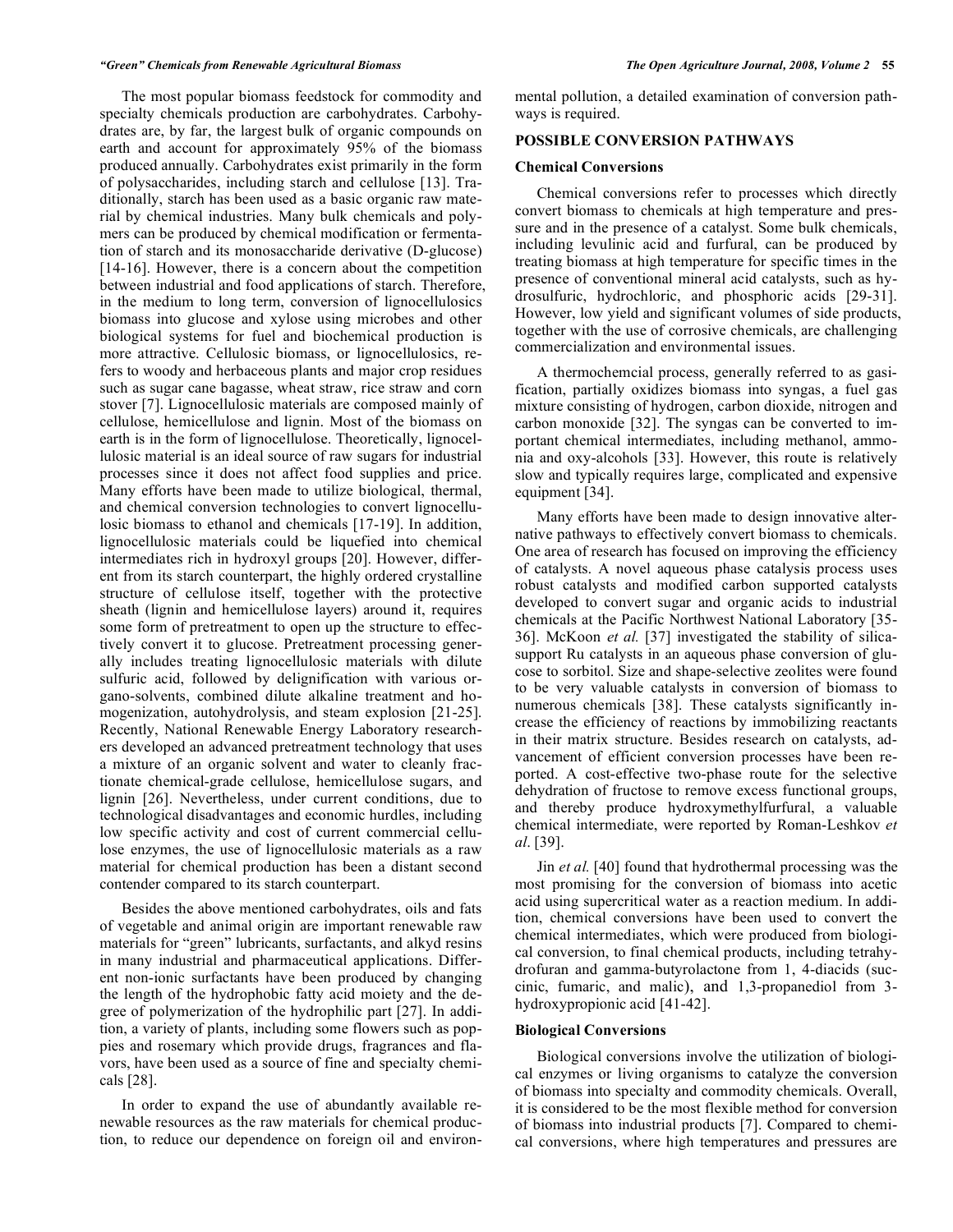The most popular biomass feedstock for commodity and specialty chemicals production are carbohydrates. Carbohydrates are, by far, the largest bulk of organic compounds on earth and account for approximately 95% of the biomass produced annually. Carbohydrates exist primarily in the form of polysaccharides, including starch and cellulose [13]. Traditionally, starch has been used as a basic organic raw material by chemical industries. Many bulk chemicals and polymers can be produced by chemical modification or fermentation of starch and its monosaccharide derivative (D-glucose) [14-16]. However, there is a concern about the competition between industrial and food applications of starch. Therefore, in the medium to long term, conversion of lignocellulosics biomass into glucose and xylose using microbes and other biological systems for fuel and biochemical production is more attractive. Cellulosic biomass, or lignocellulosics, refers to woody and herbaceous plants and major crop residues such as sugar cane bagasse, wheat straw, rice straw and corn stover [7]. Lignocellulosic materials are composed mainly of cellulose, hemicellulose and lignin. Most of the biomass on earth is in the form of lignocellulose. Theoretically, lignocellulosic material is an ideal source of raw sugars for industrial processes since it does not affect food supplies and price. Many efforts have been made to utilize biological, thermal, and chemical conversion technologies to convert lignocellulosic biomass to ethanol and chemicals [17-19]. In addition, lignocellulosic materials could be liquefied into chemical intermediates rich in hydroxyl groups [20]. However, different from its starch counterpart, the highly ordered crystalline structure of cellulose itself, together with the protective sheath (lignin and hemicellulose layers) around it, requires some form of pretreatment to open up the structure to effectively convert it to glucose. Pretreatment processing generally includes treating lignocellulosic materials with dilute sulfuric acid, followed by delignification with various organo-solvents, combined dilute alkaline treatment and homogenization, autohydrolysis, and steam explosion [21-25]. Recently, National Renewable Energy Laboratory researchers developed an advanced pretreatment technology that uses a mixture of an organic solvent and water to cleanly fractionate chemical-grade cellulose, hemicellulose sugars, and lignin [26]. Nevertheless, under current conditions, due to technological disadvantages and economic hurdles, including low specific activity and cost of current commercial cellulose enzymes, the use of lignocellulosic materials as a raw material for chemical production has been a distant second contender compared to its starch counterpart.

Besides the above mentioned carbohydrates, oils and fats of vegetable and animal origin are important renewable raw materials for "green" lubricants, surfactants, and alkyd resins in many industrial and pharmaceutical applications. Different non-ionic surfactants have been produced by changing the length of the hydrophobic fatty acid moiety and the degree of polymerization of the hydrophilic part [27]. In addition, a variety of plants, including some flowers such as poppies and rosemary which provide drugs, fragrances and flavors, have been used as a source of fine and specialty chemicals [28].

In order to expand the use of abundantly available renewable resources as the raw materials for chemical production, to reduce our dependence on foreign oil and environmental pollution, a detailed examination of conversion pathways is required.

## POSSIBLE CONVERSION PATHWAYS

### Chemical Conversions

Chemical conversions refer to processes which directly convert biomass to chemicals at high temperature and pressure and in the presence of a catalyst. Some bulk chemicals, including levulinic acid and furfural, can be produced by treating biomass at high temperature for specific times in the presence of conventional mineral acid catalysts, such as hydrosulfuric, hydrochloric, and phosphoric acids [29-31]. However, low yield and significant volumes of side products, together with the use of corrosive chemicals, are challenging commercialization and environmental issues.

A thermochemcial process, generally referred to as gasification, partially oxidizes biomass into syngas, a fuel gas mixture consisting of hydrogen, carbon dioxide, nitrogen and carbon monoxide [32]. The syngas can be converted to important chemical intermediates, including methanol, ammonia and oxy-alcohols [33]. However, this route is relatively slow and typically requires large, complicated and expensive equipment [34].

Many efforts have been made to design innovative alternative pathways to effectively convert biomass to chemicals. One area of research has focused on improving the efficiency of catalysts. A novel aqueous phase catalysis process uses robust catalysts and modified carbon supported catalysts developed to convert sugar and organic acids to industrial chemicals at the Pacific Northwest National Laboratory [35-36]. McKoon *et al.* [37] investigated the stability of silica-support Ru catalysts in an aqueous phase conversion of glucose to sorbitol. Size and shape-selective zeolites were found to be very valuable catalysts in conversion of biomass to numerous chemicals [38]. These catalysts significantly increase the efficiency of reactions by immobilizing reactants in their matrix structure. Besides research on catalysts, advancement of efficient conversion processes have been reported. A cost-effective two-phase route for the selective dehydration of fructose to remove excess functional groups, and thereby produce hydroxymethylfurfural, a valuable chemical intermediate, were reported by Roman-Leshkov *et al*. [39].

Jin *et al.* [40] found that hydrothermal processing was the most promising for the conversion of biomass into acetic acid using supercritical water as a reaction medium. In addition, chemical conversions have been used to convert the chemical intermediates, which were produced from biological conversion, to final chemical products, including tetrahydrofuran and gamma-butyrolactone from 1, 4-diacids (succinic, fumaric, and malic), and 1,3-propanediol from 3-hydroxypropionic acid [41-42].

### Biological Conversions

Biological conversions involve the utilization of biological enzymes or living organisms to catalyze the conversion of biomass into specialty and commodity chemicals. Overall, it is considered to be the most flexible method for conversion of biomass into industrial products [7]. Compared to chemical conversions, where high temperatures and pressures are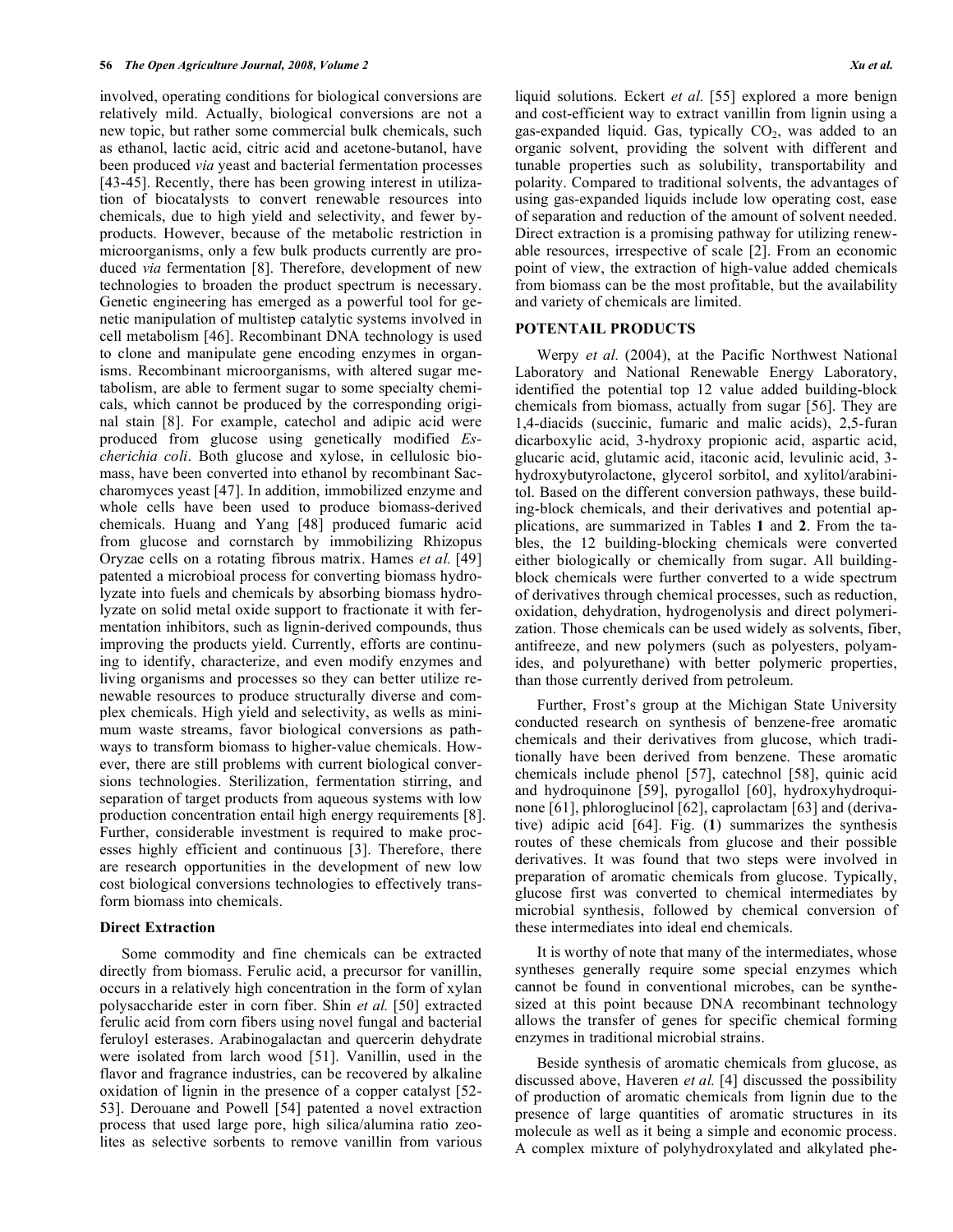involved, operating conditions for biological conversions are relatively mild. Actually, biological conversions are not a new topic, but rather some commercial bulk chemicals, such as ethanol, lactic acid, citric acid and acetone-butanol, have been produced *via* yeast and bacterial fermentation processes [43-45]. Recently, there has been growing interest in utilization of biocatalysts to convert renewable resources into chemicals, due to high yield and selectivity, and fewer by-products. However, because of the metabolic restriction in microorganisms, only a few bulk products currently are produced *via* fermentation [8]. Therefore, development of new technologies to broaden the product spectrum is necessary. Genetic engineering has emerged as a powerful tool for genetic manipulation of multistep catalytic systems involved in cell metabolism [46]. Recombinant DNA technology is used to clone and manipulate gene encoding enzymes in organisms. Recombinant microorganisms, with altered sugar metabolism, are able to ferment sugar to some specialty chemicals, which cannot be produced by the corresponding original stain [8]. For example, catechol and adipic acid were produced from glucose using genetically modified *Escherichia coli*. Both glucose and xylose, in cellulosic biomass, have been converted into ethanol by recombinant Saccharomyces yeast [47]. In addition, immobilized enzyme and whole cells have been used to produce biomass-derived chemicals. Huang and Yang [48] produced fumaric acid from glucose and cornstarch by immobilizing Rhizopus Oryzae cells on a rotating fibrous matrix. Hames *et al.* [49] patented a microbioal process for converting biomass hydrolyzate into fuels and chemicals by absorbing biomass hydrolyzate on solid metal oxide support to fractionate it with fermentation inhibitors, such as lignin-derived compounds, thus improving the products yield. Currently, efforts are continuing to identify, characterize, and even modify enzymes and living organisms and processes so they can better utilize renewable resources to produce structurally diverse and complex chemicals. High yield and selectivity, as wells as minimum waste streams, favor biological conversions as pathways to transform biomass to higher-value chemicals. However, there are still problems with current biological conversions technologies. Sterilization, fermentation stirring, and separation of target products from aqueous systems with low production concentration entail high energy requirements [8]. Further, considerable investment is required to make processes highly efficient and continuous [3]. Therefore, there are research opportunities in the development of new low cost biological conversions technologies to effectively transform biomass into chemicals.

### Direct Extraction

Some commodity and fine chemicals can be extracted directly from biomass. Ferulic acid, a precursor for vanillin, occurs in a relatively high concentration in the form of xylan polysaccharide ester in corn fiber. Shin *et al.* [50] extracted ferulic acid from corn fibers using novel fungal and bacterial feruloyl esterases. Arabinogalactan and quercerin dehydrate were isolated from larch wood [51]. Vanillin, used in the flavor and fragrance industries, can be recovered by alkaline oxidation of lignin in the presence of a copper catalyst [52-53]. Derouane and Powell [54] patented a novel extraction process that used large pore, high silica/alumina ratio zeolites as selective sorbents to remove vanillin from various liquid solutions. Eckert *et al.* [55] explored a more benign and cost-efficient way to extract vanillin from lignin using a gas-expanded liquid. Gas, typically $CO_2$, was added to an organic solvent, providing the solvent with different and tunable properties such as solubility, transportability and polarity. Compared to traditional solvents, the advantages of using gas-expanded liquids include low operating cost, ease of separation and reduction of the amount of solvent needed. Direct extraction is a promising pathway for utilizing renewable resources, irrespective of scale [2]. From an economic point of view, the extraction of high-value added chemicals from biomass can be the most profitable, but the availability and variety of chemicals are limited.

## POTENTAIL PRODUCTS

Werpy *et al.* (2004), at the Pacific Northwest National Laboratory and National Renewable Energy Laboratory, identified the potential top 12 value added building-block chemicals from biomass, actually from sugar [56]. They are 1,4-diacids (succinic, fumaric and malic acids), 2,5-furan dicarboxylic acid, 3-hydroxy propionic acid, aspartic acid, glucaric acid, glutamic acid, itaconic acid, levulinic acid, 3-hydroxybutyrolactone, glycerol sorbitol, and xylitol/arabinitol. Based on the different conversion pathways, these building-block chemicals, and their derivatives and potential applications, are summarized in Tables **1** and **2**. From the tables, the 12 building-blocking chemicals were converted either biologically or chemically from sugar. All building-block chemicals were further converted to a wide spectrum of derivatives through chemical processes, such as reduction, oxidation, dehydration, hydrogenolysis and direct polymerization. Those chemicals can be used widely as solvents, fiber, antifreeze, and new polymers (such as polyesters, polyamides, and polyurethane) with better polymeric properties, than those currently derived from petroleum.

Further, Frost's group at the Michigan State University conducted research on synthesis of benzene-free aromatic chemicals and their derivatives from glucose, which traditionally have been derived from benzene. These aromatic chemicals include phenol [57], catechnol [58], quinic acid and hydroquinone [59], pyrogallol [60], hydroxyhydroquinone [61], phloroglucinol [62], caprolactam [63] and (derivative) adipic acid [64]. Fig. (**1**) summarizes the synthesis routes of these chemicals from glucose and their possible derivatives. It was found that two steps were involved in preparation of aromatic chemicals from glucose. Typically, glucose first was converted to chemical intermediates by microbial synthesis, followed by chemical conversion of these intermediates into ideal end chemicals.

It is worthy of note that many of the intermediates, whose syntheses generally require some special enzymes which cannot be found in conventional microbes, can be synthesized at this point because DNA recombinant technology allows the transfer of genes for specific chemical forming enzymes in traditional microbial strains.

Beside synthesis of aromatic chemicals from glucose, as discussed above, Haveren *et al.* [4] discussed the possibility of production of aromatic chemicals from lignin due to the presence of large quantities of aromatic structures in its molecule as well as it being a simple and economic process. A complex mixture of polyhydroxylated and alkylated phe-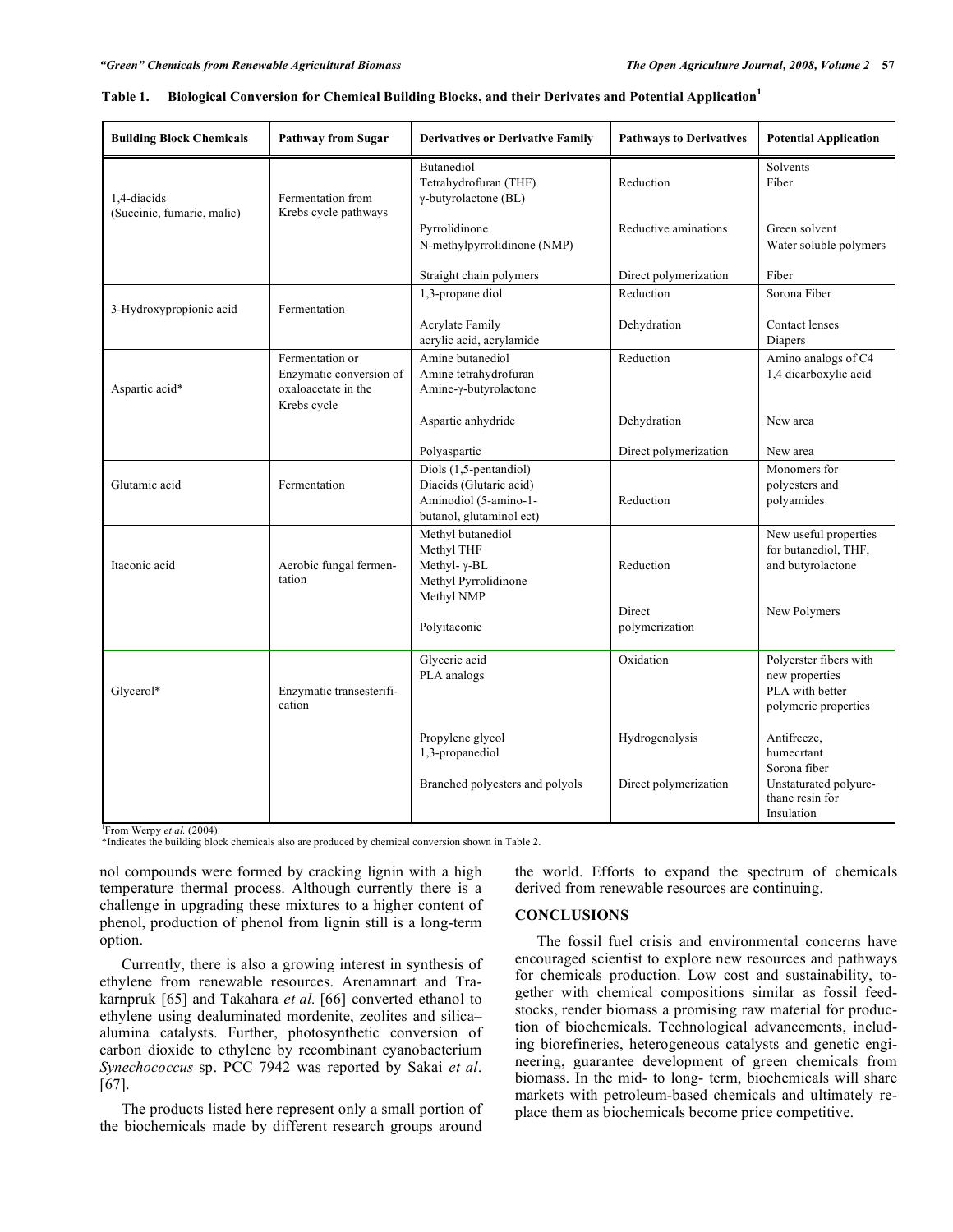**Table 1. Biological Conversion for Chemical Building Blocks, and their Derivates and Potential Application[1]**

| Building Block Chemicals | Pathway from Sugar | Derivatives or Derivative Family | Pathways to Derivatives | Potential Application |
|---|---|---|---|---|
| 1,4-diacids (Succinic, fumaric, malic) | Fermentation from Krebs cycle pathways | Butanediol<br>Tetrahydrofuran (THF)<br>γ-butyrolactone (BL) | Reduction | Solvents<br>Fiber |
| | | Pyrrolidinone<br>N-methylpyrrolidinone (NMP) | Reductive aminations | Green solvent<br>Water soluble polymers |
| | | Straight chain polymers | Direct polymerization | Fiber |
| 3-Hydroxypropionic acid | Fermentation | 1,3-propane diol | Reduction | Sorona Fiber |
| | | Acrylate Family<br>acrylic acid, acrylamide | Dehydration | Contact lenses<br>Diapers |
| Aspartic acid* | Fermentation or Enzymatic conversion of oxaloacetate in the Krebs cycle | Amine butanediol<br>Amine tetrahydrofuran<br>Amine-γ-butyrolactone | Reduction | Amino analogs of C4 1,4 dicarboxylic acid |
| | | Aspartic anhydride | Dehydration | New area |
| | | Polyaspartic | Direct polymerization | New area |
| Glutamic acid | Fermentation | Diols (1,5-pentandiol)<br>Diacids (Glutaric acid)<br>Aminodiol (5-amino-1-butanol, glutaminol ect) | Reduction | Monomers for polyesters and polyamides |
| Itaconic acid | Aerobic fungal fermentation | Methyl butanediol<br>Methyl THF<br>Methyl- γ-BL<br>Methyl Pyrrolidinone<br>Methyl NMP | Reduction | New useful properties for butanediol, THF, and butyrolactone |
| | | Polyitaconic | Direct polymerization | New Polymers |
| Glycerol* | Enzymatic transesterification | Glyceric acid<br>PLA analogs | Oxidation | Polyerster fibers with new properties<br>PLA with better polymeric properties |
| | | Propylene glycol<br>1,3-propanediol | Hydrogenolysis | Antifreeze, humecrtant<br>Sorona fiber |
| | | Branched polyesters and polyols | Direct polymerization | Unstaturated polyurethane resin for Insulation |

[1]From Werpy *et al.* (2004).
*Indicates the building block chemicals also are produced by chemical conversion shown in Table **2**.

nol compounds were formed by cracking lignin with a high temperature thermal process. Although currently there is a challenge in upgrading these mixtures to a higher content of phenol, production of phenol from lignin still is a long-term option.

Currently, there is also a growing interest in synthesis of ethylene from renewable resources. Arenamnart and Trakarnpruk [65] and Takahara *et al.* [66] converted ethanol to ethylene using dealuminated mordenite, zeolites and silica–alumina catalysts. Further, photosynthetic conversion of carbon dioxide to ethylene by recombinant cyanobacterium *Synechococcus* sp. PCC 7942 was reported by Sakai *et al*. [67].

The products listed here represent only a small portion of the biochemicals made by different research groups around the world. Efforts to expand the spectrum of chemicals derived from renewable resources are continuing.

## CONCLUSIONS

The fossil fuel crisis and environmental concerns have encouraged scientist to explore new resources and pathways for chemicals production. Low cost and sustainability, together with chemical compositions similar as fossil feedstocks, render biomass a promising raw material for production of biochemicals. Technological advancements, including biorefineries, heterogeneous catalysts and genetic engineering, guarantee development of green chemicals from biomass. In the mid- to long- term, biochemicals will share markets with petroleum-based chemicals and ultimately replace them as biochemicals become price competitive.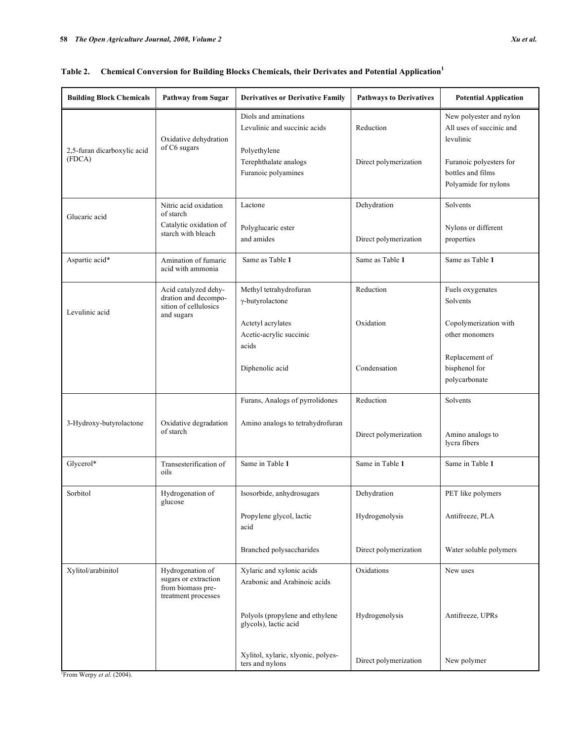**Table 2. Chemical Conversion for Building Blocks Chemicals, their Derivates and Potential Application[1]**

| Building Block Chemicals | Pathway from Sugar | Derivatives or Derivative Family | Pathways to Derivatives | Potential Application |
|---|---|---|---|---|
| 2,5-furan dicarboxylic acid (FDCA) | Oxidative dehydration of C6 sugars | Diols and aminations<br>Levulinic and succinic acids | Reduction | New polyester and nylon<br>All uses of succinic and levulinic |
| | | Polyethylene<br>Terephthalate analogs<br>Furanoic polyamines | Direct polymerization | Furanoic polyesters for bottles and films<br>Polyamide for nylons |
| Glucaric acid | Nitric acid oxidation of starch<br>Catalytic oxidation of starch with bleach | Lactone | Dehydration | Solvents |
| | | Polyglucaric ester and amides | Direct polymerization | Nylons or different properties |
| Aspartic acid* | Amination of fumaric acid with ammonia | Same as Table **1** | Same as Table **1** | Same as Table **1** |
| Levulinic acid | Acid catalyzed dehydration and decomposition of cellulosics and sugars | Methyl tetrahydrofuran<br>γ-butyrolactone | Reduction | Fuels oxygenates<br>Solvents |
| | | Actetyl acrylates<br>Acetic-acrylic succinic acids | Oxidation | Copolymerization with other monomers |
| | | Diphenolic acid | Condensation | Replacement of bisphenol for polycarbonate |
| 3-Hydroxy-butyrolactone | Oxidative degradation of starch | Furans, Analogs of pyrrolidones | Reduction | Solvents |
| | | Amino analogs to tetrahydrofuran | Direct polymerization | Amino analogs to lycra fibers |
| Glycerol* | Transesterification of oils | Same in Table **1** | Same in Table **1** | Same in Table **1** |
| Sorbitol | Hydrogenation of glucose | Isosorbide, anhydrosugars | Dehydration | PET like polymers |
| | | Propylene glycol, lactic acid | Hydrogenolysis | Antifreeze, PLA |
| | | Branched polysaccharides | Direct polymerization | Water soluble polymers |
| Xylitol/arabinitol | Hydrogenation of sugars or extraction from biomass pretreatment processes | Xylaric and xylonic acids<br>Arabonic and Arabinoic acids | Oxidations | New uses |
| | | Polyols (propylene and ethylene glycols), lactic acid | Hydrogenolysis | Antifreeze, UPRs |
| | | Xylitol, xylaric, xlyonic, polyesters and nylons | Direct polymerization | New polymer |

[1]From Werpy *et al.* (2004).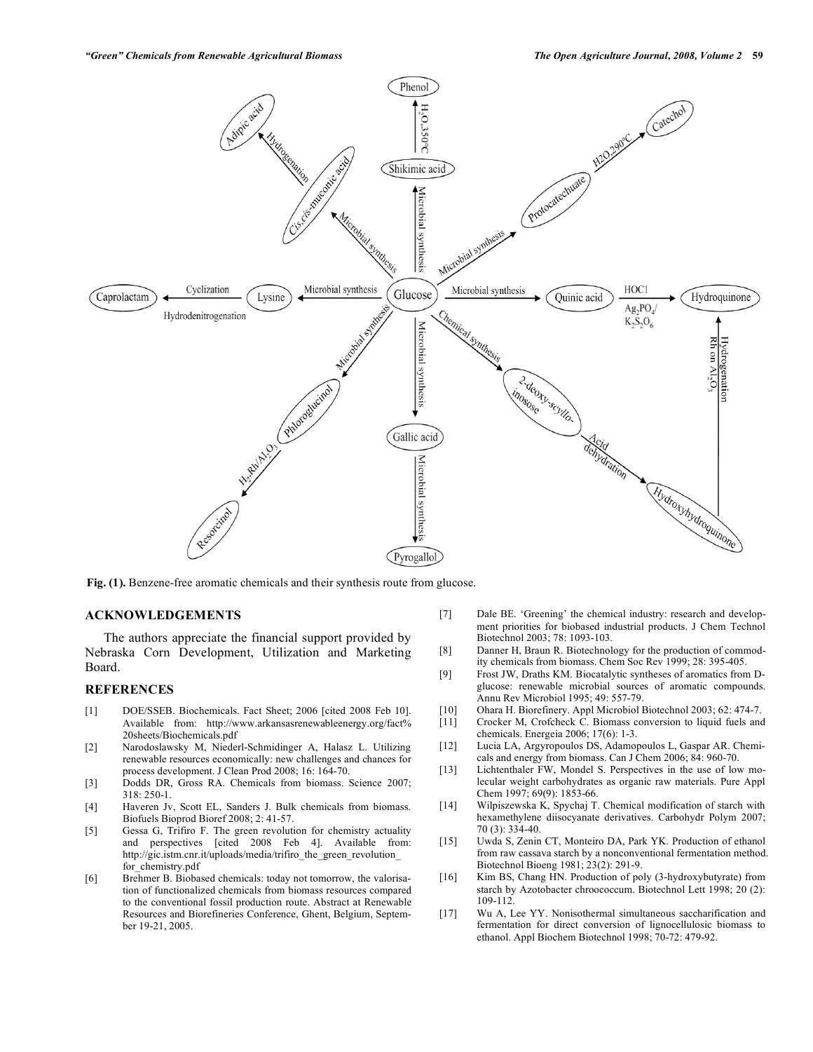Fig. (1). Benzene-free aromatic chemicals and their synthesis route from glucose.

## ACKNOWLEDGEMENTS

The authors appreciate the financial support provided by Nebraska Corn Development, Utilization and Marketing Board.

## REFERENCES

- [1] DOE/SSEB. Biochemicals. Fact Sheet; 2006 [cited 2008 Feb 10]. Available from: http://www.arkansasrenewableenergy.org/fact%20sheets/Biochemicals.pdf
- [2] Narodoslawsky M, Niederl-Schmidinger A, Halasz L. Utilizing renewable resources economically: new challenges and chances for process development. J Clean Prod 2008; 16: 164-70.
- [3] Dodds DR, Gross RA. Chemicals from biomass. Science 2007; 318: 250-1.
- [4] Haveren Jv, Scott EL, Sanders J. Bulk chemicals from biomass. Biofuels Bioprod Bioref 2008; 2: 41-57.
- [5] Gessa G, Trifiro F. The green revolution for chemistry actuality and perspectives [cited 2008 Feb 4]. Available from: http://gic.istm.cnr.it/uploads/media/trifiro_the_green_revolution_for_chemistry.pdf
- [6] Brehmer B. Biobased chemicals: today not tomorrow, the valorisation of functionalized chemicals from biomass resources compared to the conventional fossil production route. Abstract at Renewable Resources and Biorefineries Conference, Ghent, Belgium, September 19-21, 2005.
- [7] Dale BE. 'Greening' the chemical industry: research and development priorities for biobased industrial products. J Chem Technol Biotechnol 2003; 78: 1093-103.
- [8] Danner H, Braun R. Biotechnology for the production of commodity chemicals from biomass. Chem Soc Rev 1999; 28: 395-405.
- [9] Frost JW, Draths KM. Biocatalytic syntheses of aromatics from D-glucose: renewable microbial sources of aromatic compounds. Annu Rev Microbiol 1995; 49: 557-79.
- [10] Ohara H. Biorefinery. Appl Microbiol Biotechnol 2003; 62: 474-7.
- [11] Crocker M, Crofcheck C. Biomass conversion to liquid fuels and chemicals. Energeia 2006; 17(6): 1-3.
- [12] Lucia LA, Argyropoulos DS, Adamopoulos L, Gaspar AR. Chemicals and energy from biomass. Can J Chem 2006; 84: 960-70.
- [13] Lichtenthaler FW, Mondel S. Perspectives in the use of low molecular weight carbohydrates as organic raw materials. Pure Appl Chem 1997; 69(9): 1853-66.
- [14] Wilpiszewska K, Spychaj T. Chemical modification of starch with hexamethylene diisocyanate derivatives. Carbohydr Polym 2007; 70 (3): 334-40.
- [15] Uwda S, Zenin CT, Monteiro DA, Park YK. Production of ethanol from raw cassava starch by a nonconventional fermentation method. Biotechnol Bioeng 1981; 23(2): 291-9.
- [16] Kim BS, Chang HN. Production of poly (3-hydroxybutyrate) from starch by Azotobacter chroococcum. Biotechnol Lett 1998; 20 (2): 109-112.
- [17] Wu A, Lee YY. Nonisothermal simultaneous saccharification and fermentation for direct conversion of lignocellulosic biomass to ethanol. Appl Biochem Biotechnol 1998; 70-72: 479-92.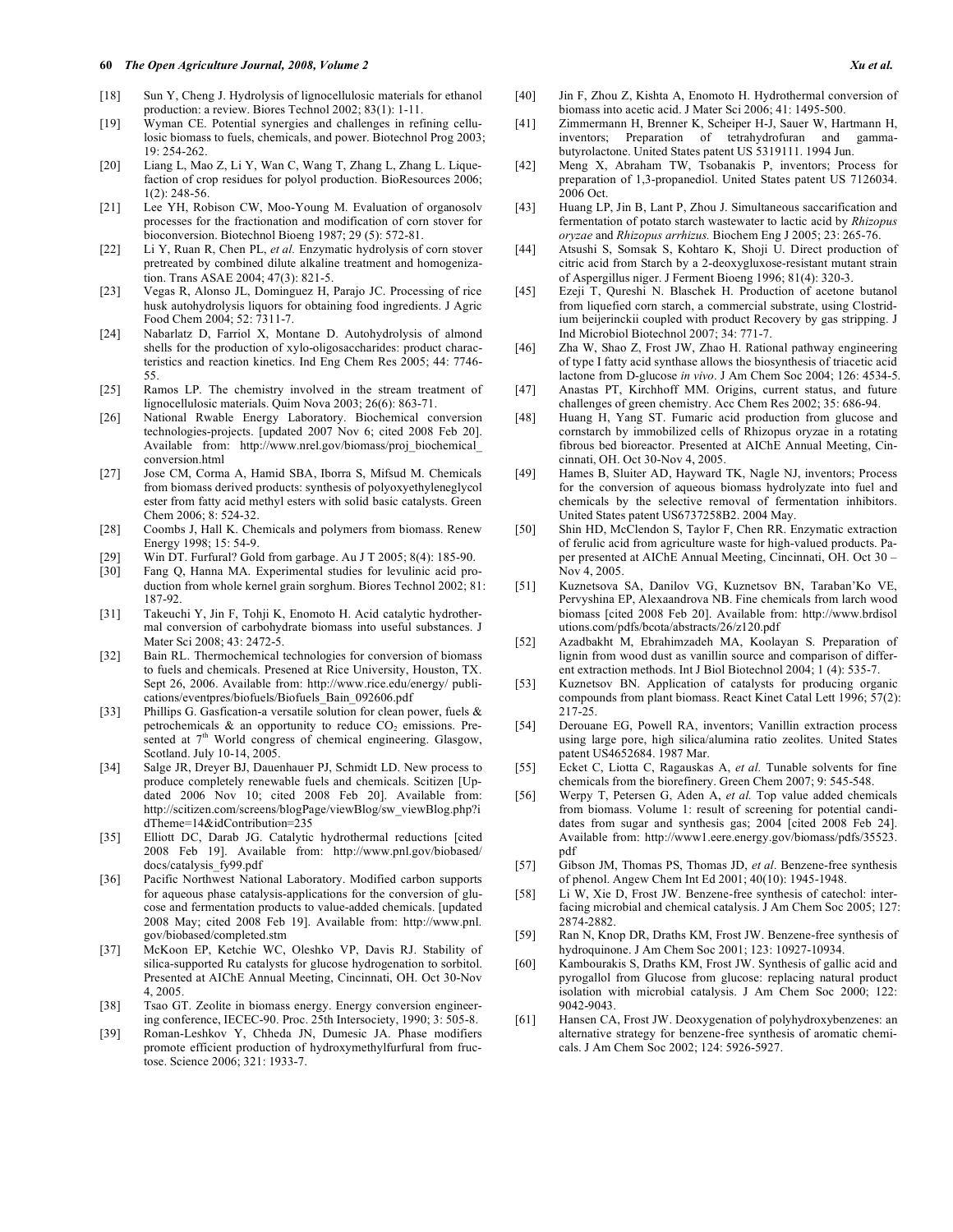[18] Sun Y, Cheng J. Hydrolysis of lignocellulosic materials for ethanol production: a review. Biores Technol 2002; 83(1): 1-11.

[19] Wyman CE. Potential synergies and challenges in refining cellulosic biomass to fuels, chemicals, and power. Biotechnol Prog 2003; 19: 254-262.

[20] Liang L, Mao Z, Li Y, Wan C, Wang T, Zhang L, Zhang L. Liquefaction of crop residues for polyol production. BioResources 2006; 1(2): 248-56.

[21] Lee YH, Robison CW, Moo-Young M. Evaluation of organosolv processes for the fractionation and modification of corn stover for bioconversion. Biotechnol Bioeng 1987; 29 (5): 572-81.

[22] Li Y, Ruan R, Chen PL, *et al.* Enzymatic hydrolysis of corn stover pretreated by combined dilute alkaline treatment and homogenization. Trans ASAE 2004; 47(3): 821-5.

[23] Vegas R, Alonso JL, Dominguez H, Parajo JC. Processing of rice husk autohydrolysis liquors for obtaining food ingredients. J Agric Food Chem 2004; 52: 7311-7.

[24] Nabarlatz D, Farriol X, Montane D. Autohydrolysis of almond shells for the production of xylo-oligosaccharides: product characteristics and reaction kinetics. Ind Eng Chem Res 2005; 44: 7746-55.

[25] Ramos LP. The chemistry involved in the stream treatment of lignocellulosic materials. Quim Nova 2003; 26(6): 863-71.

[26] National Rwable Energy Laboratory. Biochemical conversion technologies-projects. [updated 2007 Nov 6; cited 2008 Feb 20]. Available from: http://www.nrel.gov/biomass/proj_biochemical_conversion.html

[27] Jose CM, Corma A, Hamid SBA, Iborra S, Mifsud M. Chemicals from biomass derived products: synthesis of polyoxyethyleneglycol ester from fatty acid methyl esters with solid basic catalysts. Green Chem 2006; 8: 524-32.

[28] Coombs J, Hall K. Chemicals and polymers from biomass. Renew Energy 1998; 15: 54-9.

[29] Win DT. Furfural? Gold from garbage. Au J T 2005; 8(4): 185-90.

[30] Fang Q, Hanna MA. Experimental studies for levulinic acid production from whole kernel grain sorghum. Biores Technol 2002; 81: 187-92.

[31] Takeuchi Y, Jin F, Tohji K, Enomoto H. Acid catalytic hydrothermal conversion of carbohydrate biomass into useful substances. J Mater Sci 2008; 43: 2472-5.

[32] Bain RL. Thermochemical technologies for conversion of biomass to fuels and chemicals. Presened at Rice University, Houston, TX. Sept 26, 2006. Available from: http://www.rice.edu/energy/ publications/eventpres/biofuels/Biofuels_Bain_092606.pdf

[33] Phillips G. Gasfication-a versatile solution for clean power, fuels & petrochemicals & an opportunity to reduce $CO_2$ emissions. Presented at 7[th] World congress of chemical engineering. Glasgow, Scotland. July 10-14, 2005.

[34] Salge JR, Dreyer BJ, Dauenhauer PJ, Schmidt LD. New process to produce completely renewable fuels and chemicals. Scitizen [Updated 2006 Nov 10; cited 2008 Feb 20]. Available from: http://scitizen.com/screens/blogPage/viewBlog/sw_viewBlog.php?idTheme=14&idContribution=235

[35] Elliott DC, Darab JG. Catalytic hydrothermal reductions [cited 2008 Feb 19]. Available from: http://www.pnl.gov/biobased/docs/catalysis_fy99.pdf

[36] Pacific Northwest National Laboratory. Modified carbon supports for aqueous phase catalysis-applications for the conversion of glucose and fermentation products to value-added chemicals. [updated 2008 May; cited 2008 Feb 19]. Available from: http://www.pnl.gov/biobased/completed.stm

[37] McKoon EP, Ketchie WC, Oleshko VP, Davis RJ. Stability of silica-supported Ru catalysts for glucose hydrogenation to sorbitol. Presented at AIChE Annual Meeting, Cincinnati, OH. Oct 30-Nov 4, 2005.

[38] Tsao GT. Zeolite in biomass energy. Energy conversion engineering conference, IECEC-90. Proc. 25th Intersociety, 1990; 3: 505-8.

[39] Roman-Leshkov Y, Chheda JN, Dumesic JA. Phase modifiers promote efficient production of hydroxymethylfurfural from fructose. Science 2006; 321: 1933-7.

[40] Jin F, Zhou Z, Kishta A, Enomoto H. Hydrothermal conversion of biomass into acetic acid. J Mater Sci 2006; 41: 1495-500.

[41] Zimmermann H, Brenner K, Scheiper H-J, Sauer W, Hartmann H, inventors; Preparation of tetrahydrofuran and gamma-butyrolactone. United States patent US 5319111. 1994 Jun.

[42] Meng X, Abraham TW, Tsobanakis P, inventors; Process for preparation of 1,3-propanediol. United States patent US 7126034. 2006 Oct.

[43] Huang LP, Jin B, Lant P, Zhou J. Simultaneous saccarification and fermentation of potato starch wastewater to lactic acid by *Rhizopus oryzae* and *Rhizopus arrhizus.* Biochem Eng J 2005; 23: 265-76.

[44] Atsushi S, Somsak S, Kohtaro K, Shoji U. Direct production of citric acid from Starch by a 2-deoxygluxose-resistant mutant strain of Aspergillus niger. J Ferment Bioeng 1996; 81(4): 320-3.

[45] Ezeji T, Qureshi N. Blaschek H. Production of acetone butanol from liquefied corn starch, a commercial substrate, using Clostridium beijerinckii coupled with product Recovery by gas stripping. J Ind Microbiol Biotechnol 2007; 34: 771-7.

[46] Zha W, Shao Z, Frost JW, Zhao H. Rational pathway engineering of type I fatty acid synthase allows the biosynthesis of triacetic acid lactone from D-glucose *in vivo*. J Am Chem Soc 2004; 126: 4534-5.

[47] Anastas PT, Kirchhoff MM. Origins, current status, and future challenges of green chemistry. Acc Chem Res 2002; 35: 686-94.

[48] Huang H, Yang ST. Fumaric acid production from glucose and cornstarch by immobilized cells of Rhizopus oryzae in a rotating fibrous bed bioreactor. Presented at AIChE Annual Meeting, Cincinnati, OH. Oct 30-Nov 4, 2005.

[49] Hames B, Sluiter AD, Hayward TK, Nagle NJ, inventors; Process for the conversion of aqueous biomass hydrolyzate into fuel and chemicals by the selective removal of fermentation inhibitors. United States patent US6737258B2. 2004 May.

[50] Shin HD, McClendon S, Taylor F, Chen RR. Enzymatic extraction of ferulic acid from agriculture waste for high-valued products. Paper presented at AIChE Annual Meeting, Cincinnati, OH. Oct 30 – Nov 4, 2005.

[51] Kuznetsova SA, Danilov VG, Kuznetsov BN, Taraban'Ko VE, Pervyshina EP, Alexaandrova NB. Fine chemicals from larch wood biomass [cited 2008 Feb 20]. Available from: http://www.brdisolutions.com/pdfs/bcota/abstracts/26/z120.pdf

[52] Azadbakht M, Ebrahimzadeh MA, Koolayan S. Preparation of lignin from wood dust as vanillin source and comparison of different extraction methods. Int J Biol Biotechnol 2004; 1 (4): 535-7.

[53] Kuznetsov BN. Application of catalysts for producing organic compounds from plant biomass. React Kinet Catal Lett 1996; 57(2): 217-25.

[54] Derouane EG, Powell RA, inventors; Vanillin extraction process using large pore, high silica/alumina ratio zeolites. United States patent US4652684. 1987 Mar.

[55] Ecket C, Liotta C, Ragauskas A, *et al.* Tunable solvents for fine chemicals from the biorefinery. Green Chem 2007; 9: 545-548.

[56] Werpy T, Petersen G, Aden A, *et al.* Top value added chemicals from biomass. Volume 1: result of screening for potential candidates from sugar and synthesis gas; 2004 [cited 2008 Feb 24]. Available from: http://www1.eere.energy.gov/biomass/pdfs/35523.pdf

[57] Gibson JM, Thomas PS, Thomas JD, *et al*. Benzene-free synthesis of phenol. Angew Chem Int Ed 2001; 40(10): 1945-1948.

[58] Li W, Xie D, Frost JW. Benzene-free synthesis of catechol: interfacing microbial and chemical catalysis. J Am Chem Soc 2005; 127: 2874-2882.

[59] Ran N, Knop DR, Draths KM, Frost JW. Benzene-free synthesis of hydroquinone. J Am Chem Soc 2001; 123: 10927-10934.

[60] Kambourakis S, Draths KM, Frost JW. Synthesis of gallic acid and pyrogallol from Glucose from glucose: replacing natural product isolation with microbial catalysis. J Am Chem Soc 2000; 122: 9042-9043.

[61] Hansen CA, Frost JW. Deoxygenation of polyhydroxybenzenes: an alternative strategy for benzene-free synthesis of aromatic chemicals. J Am Chem Soc 2002; 124: 5926-5927.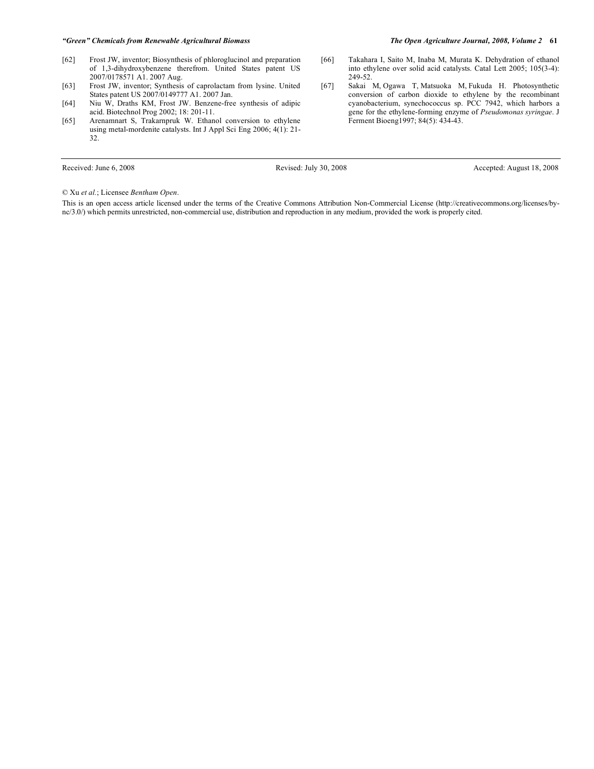[62] Frost JW, inventor; Biosynthesis of phloroglucinol and preparation of 1,3-dihydroxybenzene therefrom. United States patent US 2007/0178571 A1. 2007 Aug.

[63] Frost JW, inventor; Synthesis of caprolactam from lysine. United States patent US 2007/0149777 A1. 2007 Jan.

[64] Niu W, Draths KM, Frost JW. Benzene-free synthesis of adipic acid. Biotechnol Prog 2002; 18: 201-11.

[65] Arenamnart S, Trakarnpruk W. Ethanol conversion to ethylene using metal-mordenite catalysts. Int J Appl Sci Eng 2006; 4(1): 21-32.

[66] Takahara I, Saito M, Inaba M, Murata K. Dehydration of ethanol into ethylene over solid acid catalysts. Catal Lett 2005; 105(3-4): 249-52.

[67] Sakai M, Ogawa T, Matsuoka M, Fukuda H. Photosynthetic conversion of carbon dioxide to ethylene by the recombinant cyanobacterium, synechococcus sp. PCC 7942, which harbors a gene for the ethylene-forming enzyme of *Pseudomonas syringae*. J Ferment Bioeng1997; 84(5): 434-43.

Received: June 6, 2008 Revised: July 30, 2008 Accepted: August 18, 2008

© Xu *et al.*; Licensee *Bentham Open*.

This is an open access article licensed under the terms of the Creative Commons Attribution Non-Commercial License (http://creativecommons.org/licenses/by-nc/3.0/) which permits unrestricted, non-commercial use, distribution and reproduction in any medium, provided the work is properly cited.